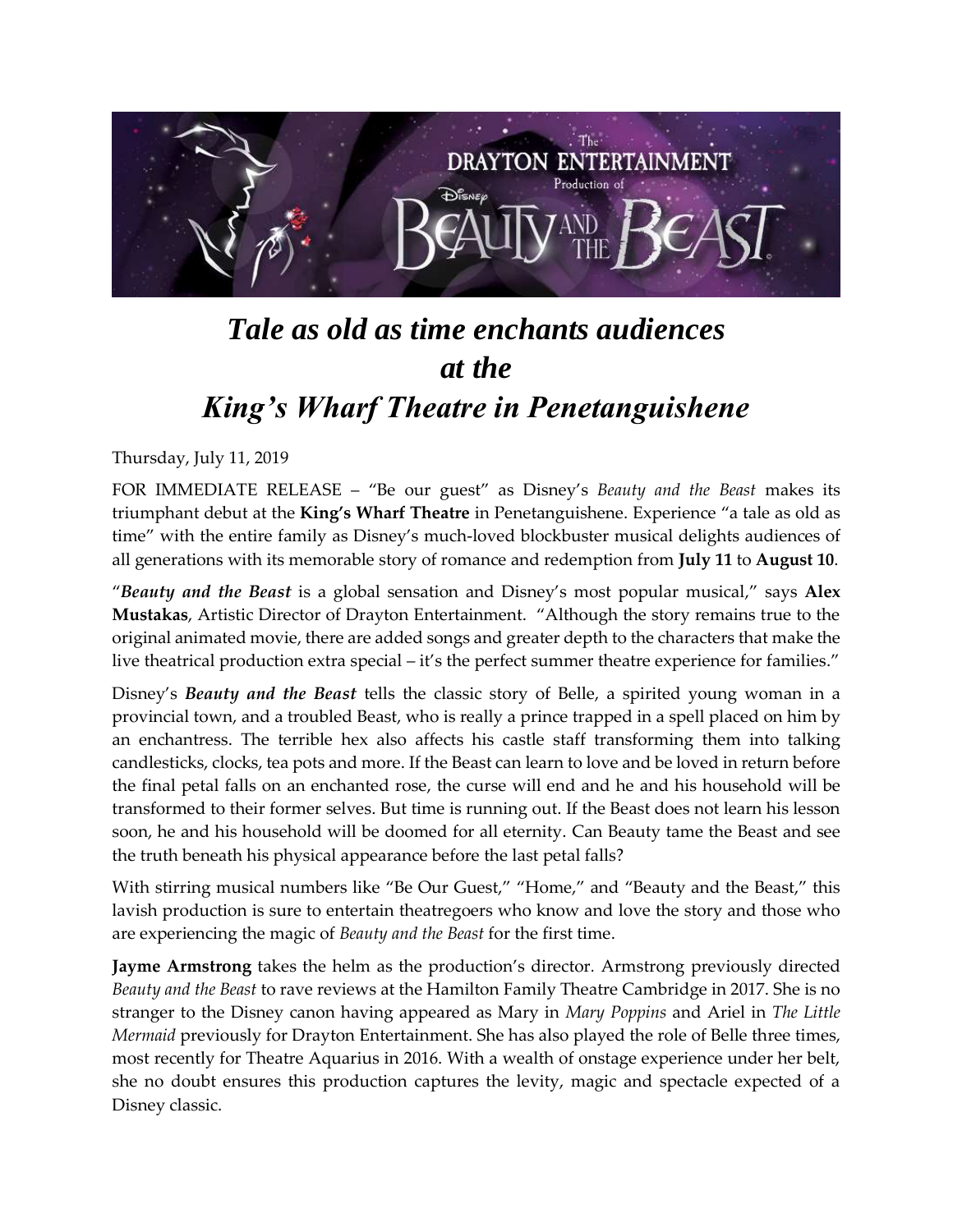# *Tale as old as time enchants audiences at the King's Wharf Theatre in Penetanguishene*

Thursday, July 11, 2019

FOR IMMEDIATE RELEASE – "Be our guest" as Disney's *Beauty and the Beast* makes its triumphant debut at the **King's Wharf Theatre** in Penetanguishene. Experience "a tale as old as time" with the entire family as Disney's much-loved blockbuster musical delights audiences of all generations with its memorable story of romance and redemption from **July 11** to **August 10**.

"***Beauty and the Beast*** is a global sensation and Disney's most popular musical," says **Alex Mustakas**, Artistic Director of Drayton Entertainment. "Although the story remains true to the original animated movie, there are added songs and greater depth to the characters that make the live theatrical production extra special – it's the perfect summer theatre experience for families."

Disney's ***Beauty and the Beast*** tells the classic story of Belle, a spirited young woman in a provincial town, and a troubled Beast, who is really a prince trapped in a spell placed on him by an enchantress. The terrible hex also affects his castle staff transforming them into talking candlesticks, clocks, tea pots and more. If the Beast can learn to love and be loved in return before the final petal falls on an enchanted rose, the curse will end and he and his household will be transformed to their former selves. But time is running out. If the Beast does not learn his lesson soon, he and his household will be doomed for all eternity. Can Beauty tame the Beast and see the truth beneath his physical appearance before the last petal falls?

With stirring musical numbers like "Be Our Guest," "Home," and "Beauty and the Beast," this lavish production is sure to entertain theatregoers who know and love the story and those who are experiencing the magic of *Beauty and the Beast* for the first time.

**Jayme Armstrong** takes the helm as the production's director. Armstrong previously directed *Beauty and the Beast* to rave reviews at the Hamilton Family Theatre Cambridge in 2017. She is no stranger to the Disney canon having appeared as Mary in *Mary Poppins* and Ariel in *The Little Mermaid* previously for Drayton Entertainment. She has also played the role of Belle three times, most recently for Theatre Aquarius in 2016. With a wealth of onstage experience under her belt, she no doubt ensures this production captures the levity, magic and spectacle expected of a Disney classic.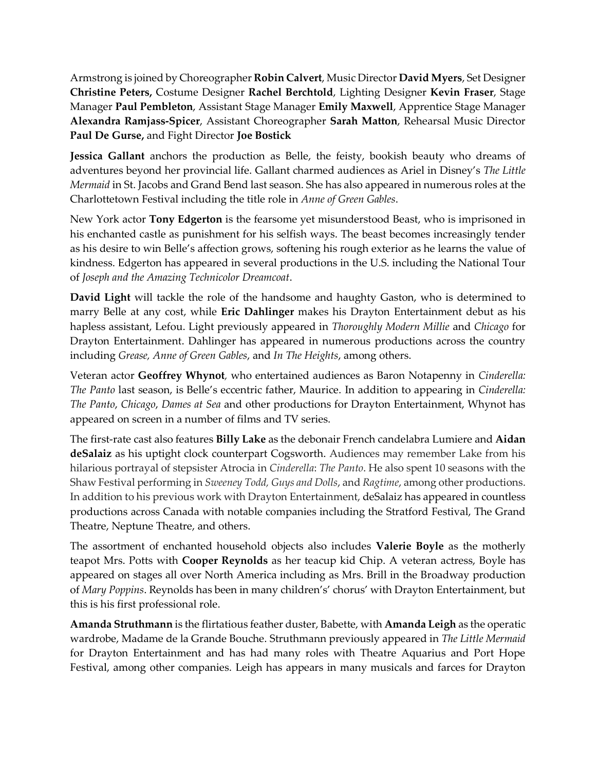Armstrong is joined by Choreographer **Robin Calvert**, Music Director **David Myers**, Set Designer **Christine Peters,** Costume Designer **Rachel Berchtold**, Lighting Designer **Kevin Fraser**, Stage Manager **Paul Pembleton**, Assistant Stage Manager **Emily Maxwell**, Apprentice Stage Manager **Alexandra Ramjass-Spicer**, Assistant Choreographer **Sarah Matton**, Rehearsal Music Director **Paul De Gurse,** and Fight Director **Joe Bostick**

**Jessica Gallant** anchors the production as Belle, the feisty, bookish beauty who dreams of adventures beyond her provincial life. Gallant charmed audiences as Ariel in Disney's *The Little Mermaid* in St. Jacobs and Grand Bend last season. She has also appeared in numerous roles at the Charlottetown Festival including the title role in *Anne of Green Gables*.

New York actor **Tony Edgerton** is the fearsome yet misunderstood Beast, who is imprisoned in his enchanted castle as punishment for his selfish ways. The beast becomes increasingly tender as his desire to win Belle's affection grows, softening his rough exterior as he learns the value of kindness. Edgerton has appeared in several productions in the U.S. including the National Tour of *Joseph and the Amazing Technicolor Dreamcoat*.

**David Light** will tackle the role of the handsome and haughty Gaston, who is determined to marry Belle at any cost, while **Eric Dahlinger** makes his Drayton Entertainment debut as his hapless assistant, Lefou. Light previously appeared in *Thoroughly Modern Millie* and *Chicago* for Drayton Entertainment. Dahlinger has appeared in numerous productions across the country including *Grease, Anne of Green Gables*, and *In The Heights*, among others.

Veteran actor **Geoffrey Whynot**, who entertained audiences as Baron Notapenny in *Cinderella: The Panto* last season, is Belle's eccentric father, Maurice. In addition to appearing in *Cinderella: The Panto*, *Chicago*, *Dames at Sea* and other productions for Drayton Entertainment, Whynot has appeared on screen in a number of films and TV series.

The first-rate cast also features **Billy Lake** as the debonair French candelabra Lumiere and **Aidan deSalaiz** as his uptight clock counterpart Cogsworth. Audiences may remember Lake from his hilarious portrayal of stepsister Atrocia in *Cinderella*: *The Panto*. He also spent 10 seasons with the Shaw Festival performing in *Sweeney Todd, Guys and Dolls*, and *Ragtime*, among other productions. In addition to his previous work with Drayton Entertainment, deSalaiz has appeared in countless productions across Canada with notable companies including the Stratford Festival, The Grand Theatre, Neptune Theatre, and others.

The assortment of enchanted household objects also includes **Valerie Boyle** as the motherly teapot Mrs. Potts with **Cooper Reynolds** as her teacup kid Chip. A veteran actress, Boyle has appeared on stages all over North America including as Mrs. Brill in the Broadway production of *Mary Poppins*. Reynolds has been in many children's' chorus' with Drayton Entertainment, but this is his first professional role.

**Amanda Struthmann** is the flirtatious feather duster, Babette, with **Amanda Leigh** as the operatic wardrobe, Madame de la Grande Bouche. Struthmann previously appeared in *The Little Mermaid* for Drayton Entertainment and has had many roles with Theatre Aquarius and Port Hope Festival, among other companies. Leigh has appears in many musicals and farces for Drayton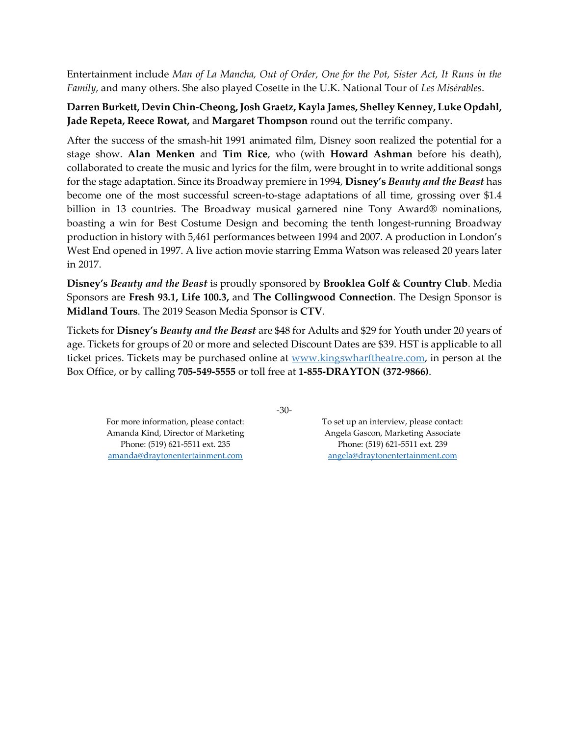Entertainment include *Man of La Mancha, Out of Order, One for the Pot, Sister Act, It Runs in the Family*, and many others. She also played Cosette in the U.K. National Tour of *Les Misérables*.

**Darren Burkett, Devin Chin-Cheong, Josh Graetz, Kayla James, Shelley Kenney, Luke Opdahl, Jade Repeta, Reece Rowat,** and **Margaret Thompson** round out the terrific company.

After the success of the smash-hit 1991 animated film, Disney soon realized the potential for a stage show. **Alan Menken** and **Tim Rice**, who (with **Howard Ashman** before his death), collaborated to create the music and lyrics for the film, were brought in to write additional songs for the stage adaptation. Since its Broadway premiere in 1994, **Disney's *Beauty and the Beast*** has become one of the most successful screen-to-stage adaptations of all time, grossing over $1.4 billion in 13 countries. The Broadway musical garnered nine Tony Award® nominations, boasting a win for Best Costume Design and becoming the tenth longest-running Broadway production in history with 5,461 performances between 1994 and 2007. A production in London's West End opened in 1997. A live action movie starring Emma Watson was released 20 years later in 2017.

**Disney's *Beauty and the Beast*** is proudly sponsored by **Brooklea Golf & Country Club**. Media Sponsors are **Fresh 93.1, Life 100.3,** and **The Collingwood Connection**. The Design Sponsor is **Midland Tours**. The 2019 Season Media Sponsor is **CTV**.

Tickets for **Disney's *Beauty and the Beast*** are $48 for Adults and $29 for Youth under 20 years of age. Tickets for groups of 20 or more and selected Discount Dates are $39. HST is applicable to all ticket prices. Tickets may be purchased online at [www.kingswharftheatre.com](http://www.kingswharftheatre.com), in person at the Box Office, or by calling **705-549-5555** or toll free at **1-855-DRAYTON (372-9866)**.

-30-

For more information, please contact:
Amanda Kind, Director of Marketing
Phone: (519) 621-5511 ext. 235
amanda@draytonentertainment.com

To set up an interview, please contact:
Angela Gascon, Marketing Associate
Phone: (519) 621-5511 ext. 239
angela@draytonentertainment.com